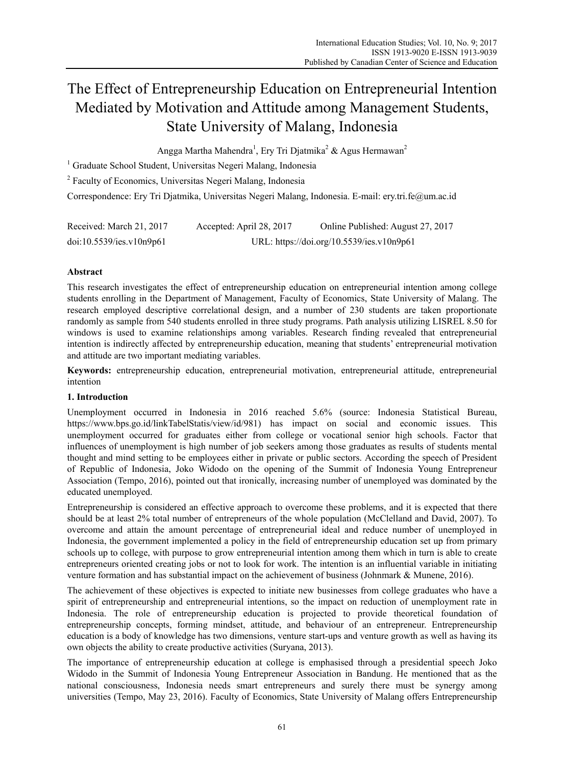# The Effect of Entrepreneurship Education on Entrepreneurial Intention Mediated by Motivation and Attitude among Management Students, State University of Malang, Indonesia

Angga Martha Mahendra[1], Ery Tri Djatmika[2] & Agus Hermawan[2]

[1] Graduate School Student, Universitas Negeri Malang, Indonesia

[2] Faculty of Economics, Universitas Negeri Malang, Indonesia

Correspondence: Ery Tri Djatmika, Universitas Negeri Malang, Indonesia. E-mail: ery.tri.fe@um.ac.id

Received: March 21, 2017  Accepted: April 28, 2017  Online Published: August 27, 2017

doi:10.5539/ies.v10n9p61  URL: https://doi.org/10.5539/ies.v10n9p61

## Abstract

This research investigates the effect of entrepreneurship education on entrepreneurial intention among college students enrolling in the Department of Management, Faculty of Economics, State University of Malang. The research employed descriptive correlational design, and a number of 230 students are taken proportionate randomly as sample from 540 students enrolled in three study programs. Path analysis utilizing LISREL 8.50 for windows is used to examine relationships among variables. Research finding revealed that entrepreneurial intention is indirectly affected by entrepreneurship education, meaning that students' entrepreneurial motivation and attitude are two important mediating variables.

**Keywords:** entrepreneurship education, entrepreneurial motivation, entrepreneurial attitude, entrepreneurial intention

## 1. Introduction

Unemployment occurred in Indonesia in 2016 reached 5.6% (source: Indonesia Statistical Bureau, https://www.bps.go.id/linkTabelStatis/view/id/981) has impact on social and economic issues. This unemployment occurred for graduates either from college or vocational senior high schools. Factor that influences of unemployment is high number of job seekers among those graduates as results of students mental thought and mind setting to be employees either in private or public sectors. According the speech of President of Republic of Indonesia, Joko Widodo on the opening of the Summit of Indonesia Young Entrepreneur Association (Tempo, 2016), pointed out that ironically, increasing number of unemployed was dominated by the educated unemployed.

Entrepreneurship is considered an effective approach to overcome these problems, and it is expected that there should be at least 2% total number of entrepreneurs of the whole population (McClelland and David, 2007). To overcome and attain the amount percentage of entrepreneurial ideal and reduce number of unemployed in Indonesia, the government implemented a policy in the field of entrepreneurship education set up from primary schools up to college, with purpose to grow entrepreneurial intention among them which in turn is able to create entrepreneurs oriented creating jobs or not to look for work. The intention is an influential variable in initiating venture formation and has substantial impact on the achievement of business (Johnmark & Munene, 2016).

The achievement of these objectives is expected to initiate new businesses from college graduates who have a spirit of entrepreneurship and entrepreneurial intentions, so the impact on reduction of unemployment rate in Indonesia. The role of entrepreneurship education is projected to provide theoretical foundation of entrepreneurship concepts, forming mindset, attitude, and behaviour of an entrepreneur. Entrepreneurship education is a body of knowledge has two dimensions, venture start-ups and venture growth as well as having its own objects the ability to create productive activities (Suryana, 2013).

The importance of entrepreneurship education at college is emphasised through a presidential speech Joko Widodo in the Summit of Indonesia Young Entrepreneur Association in Bandung. He mentioned that as the national consciousness, Indonesia needs smart entrepreneurs and surely there must be synergy among universities (Tempo, May 23, 2016). Faculty of Economics, State University of Malang offers Entrepreneurship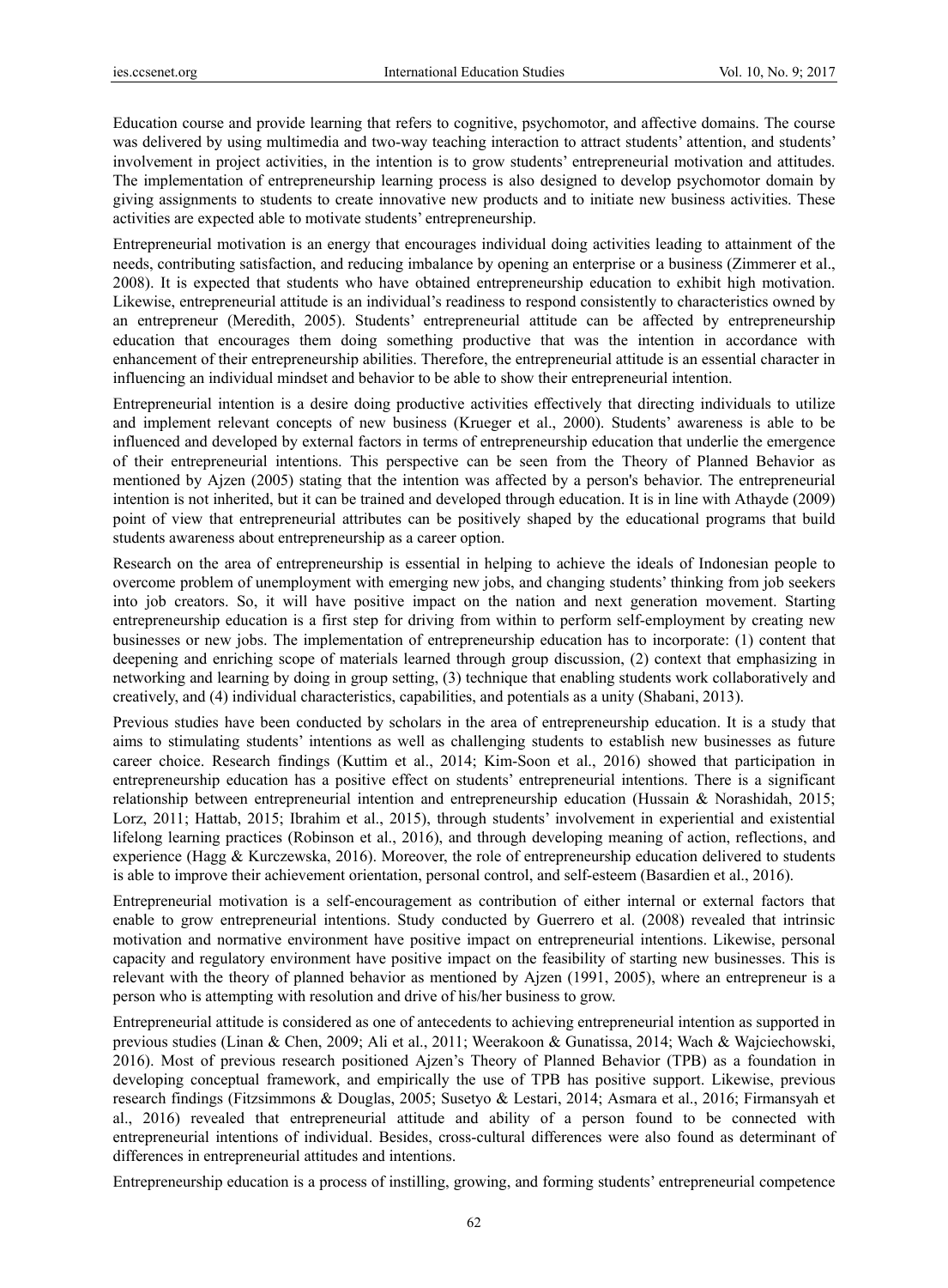Education course and provide learning that refers to cognitive, psychomotor, and affective domains. The course was delivered by using multimedia and two-way teaching interaction to attract students' attention, and students' involvement in project activities, in the intention is to grow students' entrepreneurial motivation and attitudes. The implementation of entrepreneurship learning process is also designed to develop psychomotor domain by giving assignments to students to create innovative new products and to initiate new business activities. These activities are expected able to motivate students' entrepreneurship.

Entrepreneurial motivation is an energy that encourages individual doing activities leading to attainment of the needs, contributing satisfaction, and reducing imbalance by opening an enterprise or a business (Zimmerer et al., 2008). It is expected that students who have obtained entrepreneurship education to exhibit high motivation. Likewise, entrepreneurial attitude is an individual's readiness to respond consistently to characteristics owned by an entrepreneur (Meredith, 2005). Students' entrepreneurial attitude can be affected by entrepreneurship education that encourages them doing something productive that was the intention in accordance with enhancement of their entrepreneurship abilities. Therefore, the entrepreneurial attitude is an essential character in influencing an individual mindset and behavior to be able to show their entrepreneurial intention.

Entrepreneurial intention is a desire doing productive activities effectively that directing individuals to utilize and implement relevant concepts of new business (Krueger et al., 2000). Students' awareness is able to be influenced and developed by external factors in terms of entrepreneurship education that underlie the emergence of their entrepreneurial intentions. This perspective can be seen from the Theory of Planned Behavior as mentioned by Ajzen (2005) stating that the intention was affected by a person's behavior. The entrepreneurial intention is not inherited, but it can be trained and developed through education. It is in line with Athayde (2009) point of view that entrepreneurial attributes can be positively shaped by the educational programs that build students awareness about entrepreneurship as a career option.

Research on the area of entrepreneurship is essential in helping to achieve the ideals of Indonesian people to overcome problem of unemployment with emerging new jobs, and changing students' thinking from job seekers into job creators. So, it will have positive impact on the nation and next generation movement. Starting entrepreneurship education is a first step for driving from within to perform self-employment by creating new businesses or new jobs. The implementation of entrepreneurship education has to incorporate: (1) content that deepening and enriching scope of materials learned through group discussion, (2) context that emphasizing in networking and learning by doing in group setting, (3) technique that enabling students work collaboratively and creatively, and (4) individual characteristics, capabilities, and potentials as a unity (Shabani, 2013).

Previous studies have been conducted by scholars in the area of entrepreneurship education. It is a study that aims to stimulating students' intentions as well as challenging students to establish new businesses as future career choice. Research findings (Kuttim et al., 2014; Kim-Soon et al., 2016) showed that participation in entrepreneurship education has a positive effect on students' entrepreneurial intentions. There is a significant relationship between entrepreneurial intention and entrepreneurship education (Hussain & Norashidah, 2015; Lorz, 2011; Hattab, 2015; Ibrahim et al., 2015), through students' involvement in experiential and existential lifelong learning practices (Robinson et al., 2016), and through developing meaning of action, reflections, and experience (Hagg & Kurczewska, 2016). Moreover, the role of entrepreneurship education delivered to students is able to improve their achievement orientation, personal control, and self-esteem (Basardien et al., 2016).

Entrepreneurial motivation is a self-encouragement as contribution of either internal or external factors that enable to grow entrepreneurial intentions. Study conducted by Guerrero et al. (2008) revealed that intrinsic motivation and normative environment have positive impact on entrepreneurial intentions. Likewise, personal capacity and regulatory environment have positive impact on the feasibility of starting new businesses. This is relevant with the theory of planned behavior as mentioned by Ajzen (1991, 2005), where an entrepreneur is a person who is attempting with resolution and drive of his/her business to grow.

Entrepreneurial attitude is considered as one of antecedents to achieving entrepreneurial intention as supported in previous studies (Linan & Chen, 2009; Ali et al., 2011; Weerakoon & Gunatissa, 2014; Wach & Wajciechowski, 2016). Most of previous research positioned Ajzen's Theory of Planned Behavior (TPB) as a foundation in developing conceptual framework, and empirically the use of TPB has positive support. Likewise, previous research findings (Fitzsimmons & Douglas, 2005; Susetyo & Lestari, 2014; Asmara et al., 2016; Firmansyah et al., 2016) revealed that entrepreneurial attitude and ability of a person found to be connected with entrepreneurial intentions of individual. Besides, cross-cultural differences were also found as determinant of differences in entrepreneurial attitudes and intentions.

Entrepreneurship education is a process of instilling, growing, and forming students' entrepreneurial competence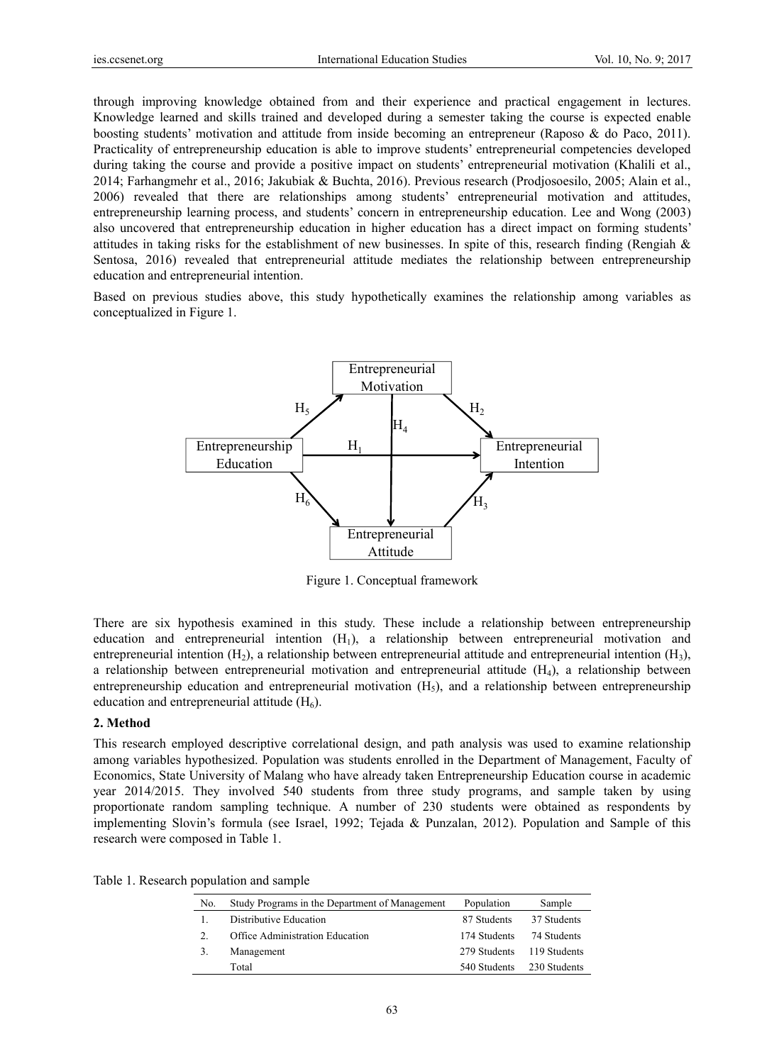through improving knowledge obtained from and their experience and practical engagement in lectures. Knowledge learned and skills trained and developed during a semester taking the course is expected enable boosting students' motivation and attitude from inside becoming an entrepreneur (Raposo & do Paco, 2011). Practicality of entrepreneurship education is able to improve students' entrepreneurial competencies developed during taking the course and provide a positive impact on students' entrepreneurial motivation (Khalili et al., 2014; Farhangmehr et al., 2016; Jakubiak & Buchta, 2016). Previous research (Prodjosoesilo, 2005; Alain et al., 2006) revealed that there are relationships among students' entrepreneurial motivation and attitudes, entrepreneurship learning process, and students' concern in entrepreneurship education. Lee and Wong (2003) also uncovered that entrepreneurship education in higher education has a direct impact on forming students' attitudes in taking risks for the establishment of new businesses. In spite of this, research finding (Rengiah & Sentosa, 2016) revealed that entrepreneurial attitude mediates the relationship between entrepreneurship education and entrepreneurial intention.

Based on previous studies above, this study hypothetically examines the relationship among variables as conceptualized in Figure 1.

Figure 1. Conceptual framework

There are six hypothesis examined in this study. These include a relationship between entrepreneurship education and entrepreneurial intention ($H_1$), a relationship between entrepreneurial motivation and entrepreneurial intention ($H_2$), a relationship between entrepreneurial attitude and entrepreneurial intention ($H_3$), a relationship between entrepreneurial motivation and entrepreneurial attitude ($H_4$), a relationship between entrepreneurship education and entrepreneurial motivation ($H_5$), and a relationship between entrepreneurship education and entrepreneurial attitude ($H_6$).

## 2. Method

This research employed descriptive correlational design, and path analysis was used to examine relationship among variables hypothesized. Population was students enrolled in the Department of Management, Faculty of Economics, State University of Malang who have already taken Entrepreneurship Education course in academic year 2014/2015. They involved 540 students from three study programs, and sample taken by using proportionate random sampling technique. A number of 230 students were obtained as respondents by implementing Slovin's formula (see Israel, 1992; Tejada & Punzalan, 2012). Population and Sample of this research were composed in Table 1.

Table 1. Research population and sample

| No. | Study Programs in the Department of Management | Population | Sample |
|---|---|---|---|
| 1. | Distributive Education | 87 Students | 37 Students |
| 2. | Office Administration Education | 174 Students | 74 Students |
| 3. | Management | 279 Students | 119 Students |
| | Total | 540 Students | 230 Students |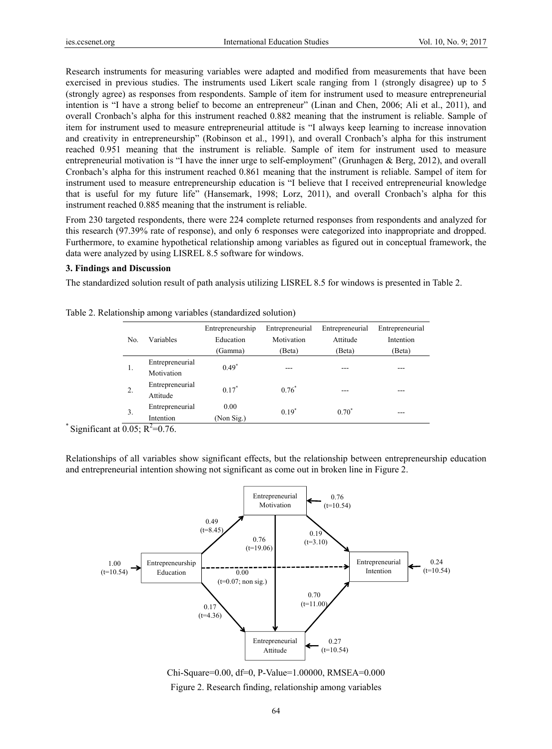Research instruments for measuring variables were adapted and modified from measurements that have been exercised in previous studies. The instruments used Likert scale ranging from 1 (strongly disagree) up to 5 (strongly agree) as responses from respondents. Sample of item for instrument used to measure entrepreneurial intention is "I have a strong belief to become an entrepreneur" (Linan and Chen, 2006; Ali et al., 2011), and overall Cronbach's alpha for this instrument reached 0.882 meaning that the instrument is reliable. Sample of item for instrument used to measure entrepreneurial attitude is "I always keep learning to increase innovation and creativity in entrepreneurship" (Robinson et al., 1991), and overall Cronbach's alpha for this instrument reached 0.951 meaning that the instrument is reliable. Sample of item for instrument used to measure entrepreneurial motivation is "I have the inner urge to self-employment" (Grunhagen & Berg, 2012), and overall Cronbach's alpha for this instrument reached 0.861 meaning that the instrument is reliable. Sampel of item for instrument used to measure entrepreneurship education is "I believe that I received entrepreneurial knowledge that is useful for my future life" (Hansemark, 1998; Lorz, 2011), and overall Cronbach's alpha for this instrument reached 0.885 meaning that the instrument is reliable.

From 230 targeted respondents, there were 224 complete returned responses from respondents and analyzed for this research (97.39% rate of response), and only 6 responses were categorized into inappropriate and dropped. Furthermore, to examine hypothetical relationship among variables as figured out in conceptual framework, the data were analyzed by using LISREL 8.5 software for windows.

### 3. Findings and Discussion

The standardized solution result of path analysis utilizing LISREL 8.5 for windows is presented in Table 2.

Table 2. Relationship among variables (standardized solution)

| No. | Variables | Entrepreneurship Education (Gamma) | Entrepreneurial Motivation (Beta) | Entrepreneurial Attitude (Beta) | Entrepreneurial Intention (Beta) |
|---|---|---|---|---|---|
| 1. | Entrepreneurial Motivation | 0.49* | --- | --- | --- |
| 2. | Entrepreneurial Attitude | 0.17* | 0.76* | --- | --- |
| 3. | Entrepreneurial Intention | 0.00 (Non Sig.) | 0.19* | 0.70* | --- |

* Significant at 0.05; $R^2$=0.76.

Relationships of all variables show significant effects, but the relationship between entrepreneurship education and entrepreneurial intention showing not significant as come out in broken line in Figure 2.

Chi-Square=0.00, df=0, P-Value=1.00000, RMSEA=0.000

Figure 2. Research finding, relationship among variables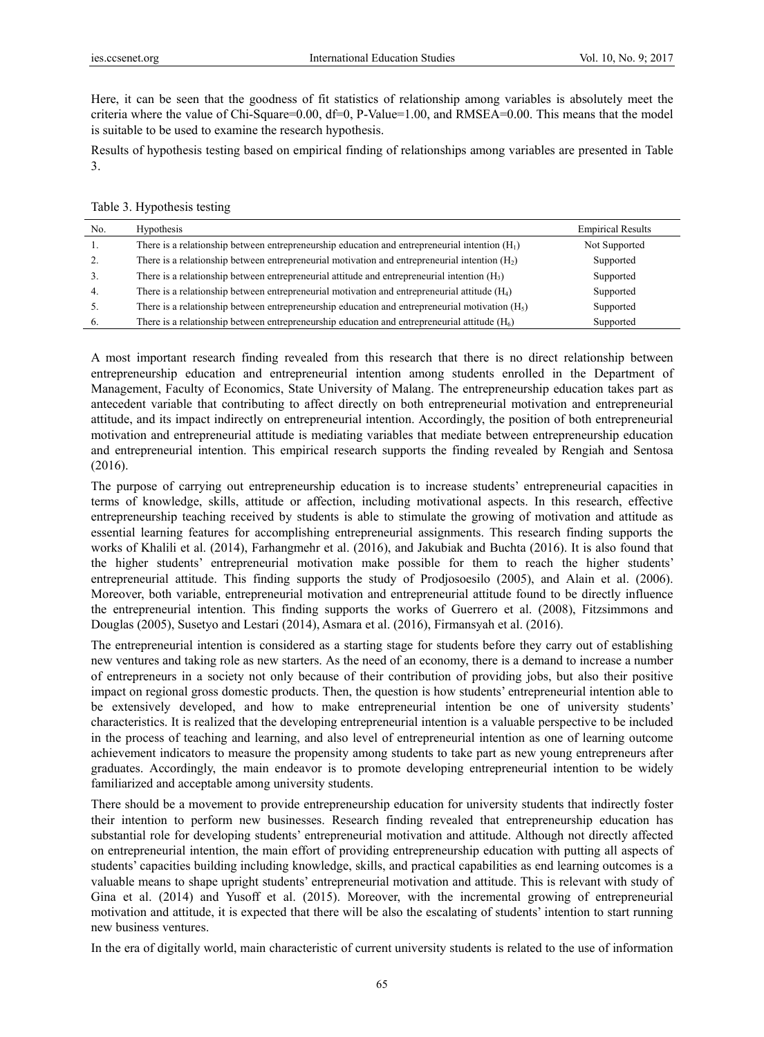Here, it can be seen that the goodness of fit statistics of relationship among variables is absolutely meet the criteria where the value of Chi-Square=0.00, df=0, P-Value=1.00, and RMSEA=0.00. This means that the model is suitable to be used to examine the research hypothesis.

Results of hypothesis testing based on empirical finding of relationships among variables are presented in Table 3.

Table 3. Hypothesis testing

| No. | Hypothesis | Empirical Results |
|---|---|---|
| 1. | There is a relationship between entrepreneurship education and entrepreneurial intention ($H_1$) | Not Supported |
| 2. | There is a relationship between entrepreneurial motivation and entrepreneurial intention ($H_2$) | Supported |
| 3. | There is a relationship between entrepreneurial attitude and entrepreneurial intention ($H_3$) | Supported |
| 4. | There is a relationship between entrepreneurial motivation and entrepreneurial attitude ($H_4$) | Supported |
| 5. | There is a relationship between entrepreneurship education and entrepreneurial motivation ($H_5$) | Supported |
| 6. | There is a relationship between entrepreneurship education and entrepreneurial attitude ($H_6$) | Supported |

A most important research finding revealed from this research that there is no direct relationship between entrepreneurship education and entrepreneurial intention among students enrolled in the Department of Management, Faculty of Economics, State University of Malang. The entrepreneurship education takes part as antecedent variable that contributing to affect directly on both entrepreneurial motivation and entrepreneurial attitude, and its impact indirectly on entrepreneurial intention. Accordingly, the position of both entrepreneurial motivation and entrepreneurial attitude is mediating variables that mediate between entrepreneurship education and entrepreneurial intention. This empirical research supports the finding revealed by Rengiah and Sentosa (2016).

The purpose of carrying out entrepreneurship education is to increase students' entrepreneurial capacities in terms of knowledge, skills, attitude or affection, including motivational aspects. In this research, effective entrepreneurship teaching received by students is able to stimulate the growing of motivation and attitude as essential learning features for accomplishing entrepreneurial assignments. This research finding supports the works of Khalili et al. (2014), Farhangmehr et al. (2016), and Jakubiak and Buchta (2016). It is also found that the higher students' entrepreneurial motivation make possible for them to reach the higher students' entrepreneurial attitude. This finding supports the study of Prodjosoesilo (2005), and Alain et al. (2006). Moreover, both variable, entrepreneurial motivation and entrepreneurial attitude found to be directly influence the entrepreneurial intention. This finding supports the works of Guerrero et al. (2008), Fitzsimmons and Douglas (2005), Susetyo and Lestari (2014), Asmara et al. (2016), Firmansyah et al. (2016).

The entrepreneurial intention is considered as a starting stage for students before they carry out of establishing new ventures and taking role as new starters. As the need of an economy, there is a demand to increase a number of entrepreneurs in a society not only because of their contribution of providing jobs, but also their positive impact on regional gross domestic products. Then, the question is how students' entrepreneurial intention able to be extensively developed, and how to make entrepreneurial intention be one of university students' characteristics. It is realized that the developing entrepreneurial intention is a valuable perspective to be included in the process of teaching and learning, and also level of entrepreneurial intention as one of learning outcome achievement indicators to measure the propensity among students to take part as new young entrepreneurs after graduates. Accordingly, the main endeavor is to promote developing entrepreneurial intention to be widely familiarized and acceptable among university students.

There should be a movement to provide entrepreneurship education for university students that indirectly foster their intention to perform new businesses. Research finding revealed that entrepreneurship education has substantial role for developing students' entrepreneurial motivation and attitude. Although not directly affected on entrepreneurial intention, the main effort of providing entrepreneurship education with putting all aspects of students' capacities building including knowledge, skills, and practical capabilities as end learning outcomes is a valuable means to shape upright students' entrepreneurial motivation and attitude. This is relevant with study of Gina et al. (2014) and Yusoff et al. (2015). Moreover, with the incremental growing of entrepreneurial motivation and attitude, it is expected that there will be also the escalating of students' intention to start running new business ventures.

In the era of digitally world, main characteristic of current university students is related to the use of information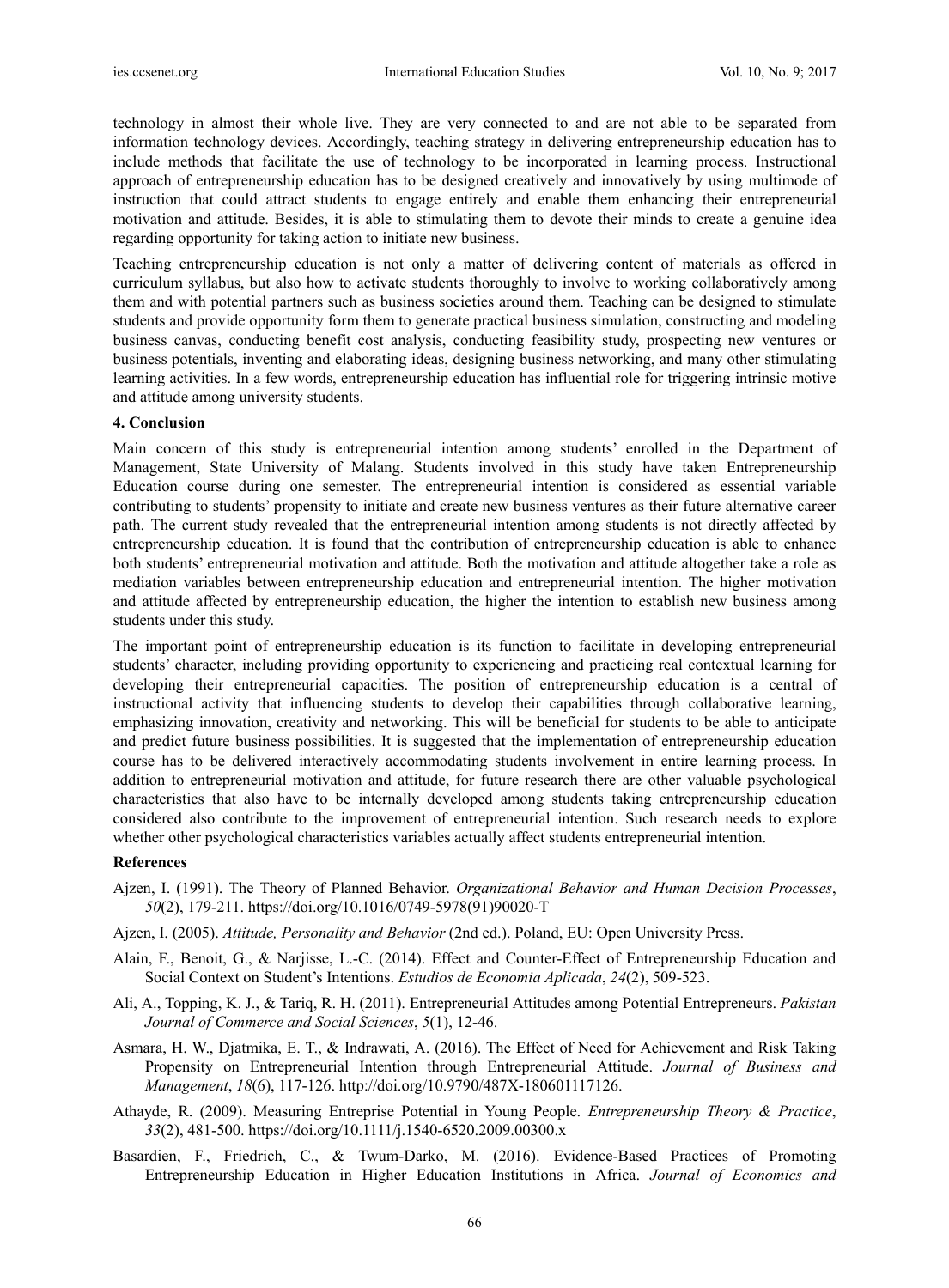technology in almost their whole live. They are very connected to and are not able to be separated from information technology devices. Accordingly, teaching strategy in delivering entrepreneurship education has to include methods that facilitate the use of technology to be incorporated in learning process. Instructional approach of entrepreneurship education has to be designed creatively and innovatively by using multimode of instruction that could attract students to engage entirely and enable them enhancing their entrepreneurial motivation and attitude. Besides, it is able to stimulating them to devote their minds to create a genuine idea regarding opportunity for taking action to initiate new business.

Teaching entrepreneurship education is not only a matter of delivering content of materials as offered in curriculum syllabus, but also how to activate students thoroughly to involve to working collaboratively among them and with potential partners such as business societies around them. Teaching can be designed to stimulate students and provide opportunity form them to generate practical business simulation, constructing and modeling business canvas, conducting benefit cost analysis, conducting feasibility study, prospecting new ventures or business potentials, inventing and elaborating ideas, designing business networking, and many other stimulating learning activities. In a few words, entrepreneurship education has influential role for triggering intrinsic motive and attitude among university students.

## 4. Conclusion

Main concern of this study is entrepreneurial intention among students' enrolled in the Department of Management, State University of Malang. Students involved in this study have taken Entrepreneurship Education course during one semester. The entrepreneurial intention is considered as essential variable contributing to students' propensity to initiate and create new business ventures as their future alternative career path. The current study revealed that the entrepreneurial intention among students is not directly affected by entrepreneurship education. It is found that the contribution of entrepreneurship education is able to enhance both students' entrepreneurial motivation and attitude. Both the motivation and attitude altogether take a role as mediation variables between entrepreneurship education and entrepreneurial intention. The higher motivation and attitude affected by entrepreneurship education, the higher the intention to establish new business among students under this study.

The important point of entrepreneurship education is its function to facilitate in developing entrepreneurial students' character, including providing opportunity to experiencing and practicing real contextual learning for developing their entrepreneurial capacities. The position of entrepreneurship education is a central of instructional activity that influencing students to develop their capabilities through collaborative learning, emphasizing innovation, creativity and networking. This will be beneficial for students to be able to anticipate and predict future business possibilities. It is suggested that the implementation of entrepreneurship education course has to be delivered interactively accommodating students involvement in entire learning process. In addition to entrepreneurial motivation and attitude, for future research there are other valuable psychological characteristics that also have to be internally developed among students taking entrepreneurship education considered also contribute to the improvement of entrepreneurial intention. Such research needs to explore whether other psychological characteristics variables actually affect students entrepreneurial intention.

## References

Ajzen, I. (1991). The Theory of Planned Behavior. *Organizational Behavior and Human Decision Processes*, *50*(2), 179-211. https://doi.org/10.1016/0749-5978(91)90020-T

Ajzen, I. (2005). *Attitude, Personality and Behavior* (2nd ed.). Poland, EU: Open University Press.

Alain, F., Benoit, G., & Narjisse, L.-C. (2014). Effect and Counter-Effect of Entrepreneurship Education and Social Context on Student's Intentions. *Estudios de Economia Aplicada*, *24*(2), 509-523.

Ali, A., Topping, K. J., & Tariq, R. H. (2011). Entrepreneurial Attitudes among Potential Entrepreneurs. *Pakistan Journal of Commerce and Social Sciences*, *5*(1), 12-46.

Asmara, H. W., Djatmika, E. T., & Indrawati, A. (2016). The Effect of Need for Achievement and Risk Taking Propensity on Entrepreneurial Intention through Entrepreneurial Attitude. *Journal of Business and Management*, *18*(6), 117-126. http://doi.org/10.9790/487X-180601117126.

Athayde, R. (2009). Measuring Entreprise Potential in Young People. *Entrepreneurship Theory & Practice*, *33*(2), 481-500. https://doi.org/10.1111/j.1540-6520.2009.00300.x

Basardien, F., Friedrich, C., & Twum-Darko, M. (2016). Evidence-Based Practices of Promoting Entrepreneurship Education in Higher Education Institutions in Africa. *Journal of Economics and*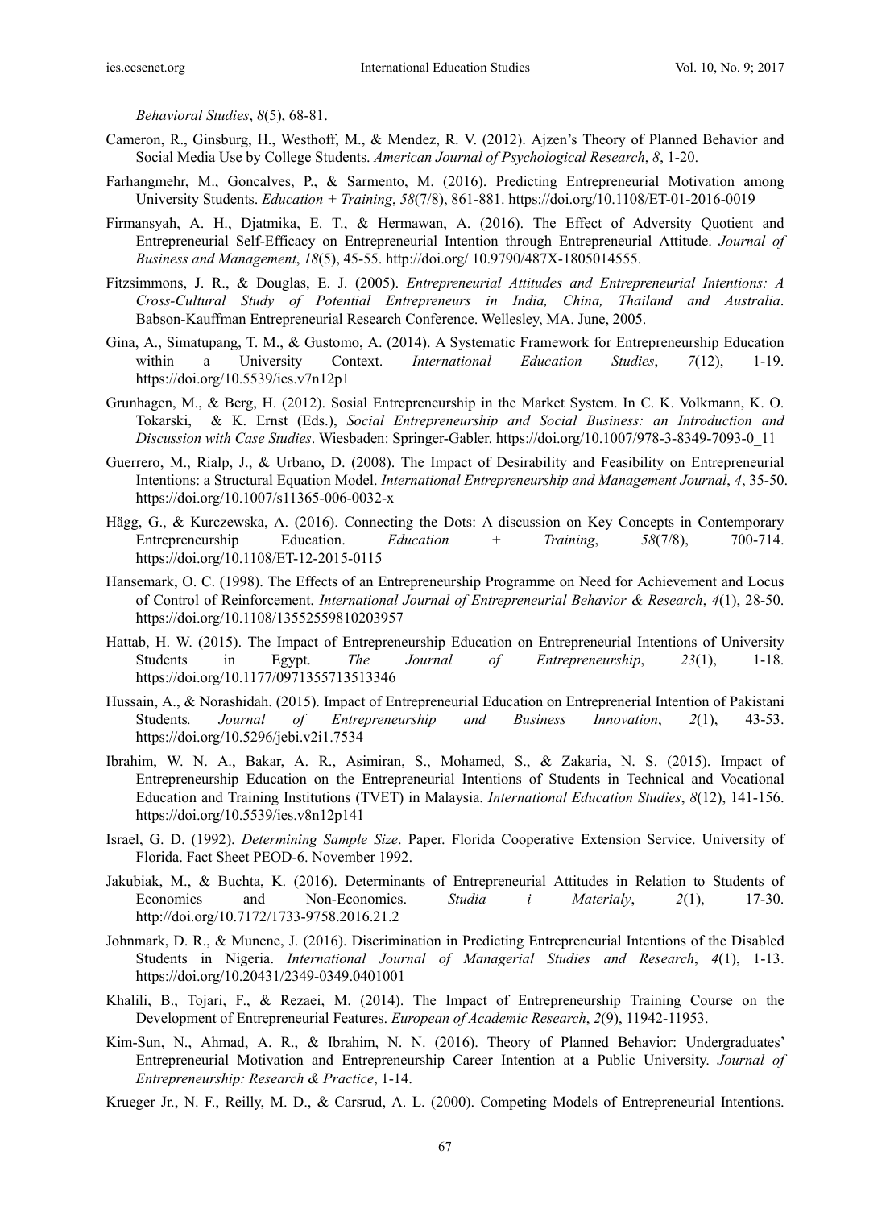*Behavioral Studies*, *8*(5), 68-81.

Cameron, R., Ginsburg, H., Westhoff, M., & Mendez, R. V. (2012). Ajzen's Theory of Planned Behavior and Social Media Use by College Students. *American Journal of Psychological Research*, *8*, 1-20.

Farhangmehr, M., Goncalves, P., & Sarmento, M. (2016). Predicting Entrepreneurial Motivation among University Students. *Education + Training*, *58*(7/8), 861-881. https://doi.org/10.1108/ET-01-2016-0019

Firmansyah, A. H., Djatmika, E. T., & Hermawan, A. (2016). The Effect of Adversity Quotient and Entrepreneurial Self-Efficacy on Entrepreneurial Intention through Entrepreneurial Attitude. *Journal of Business and Management*, *18*(5), 45-55. http://doi.org/ 10.9790/487X-1805014555.

Fitzsimmons, J. R., & Douglas, E. J. (2005). *Entrepreneurial Attitudes and Entrepreneurial Intentions: A Cross-Cultural Study of Potential Entrepreneurs in India, China, Thailand and Australia*. Babson-Kauffman Entrepreneurial Research Conference. Wellesley, MA. June, 2005.

Gina, A., Simatupang, T. M., & Gustomo, A. (2014). A Systematic Framework for Entrepreneurship Education within a University Context. *International Education Studies*, *7*(12), 1-19. https://doi.org/10.5539/ies.v7n12p1

Grunhagen, M., & Berg, H. (2012). Sosial Entrepreneurship in the Market System. In C. K. Volkmann, K. O. Tokarski, & K. Ernst (Eds.), *Social Entrepreneurship and Social Business: an Introduction and Discussion with Case Studies*. Wiesbaden: Springer-Gabler. https://doi.org/10.1007/978-3-8349-7093-0_11

Guerrero, M., Rialp, J., & Urbano, D. (2008). The Impact of Desirability and Feasibility on Entrepreneurial Intentions: a Structural Equation Model. *International Entrepreneurship and Management Journal*, *4*, 35-50. https://doi.org/10.1007/s11365-006-0032-x

Hägg, G., & Kurczewska, A. (2016). Connecting the Dots: A discussion on Key Concepts in Contemporary Entrepreneurship Education. *Education + Training*, *58*(7/8), 700-714. https://doi.org/10.1108/ET-12-2015-0115

Hansemark, O. C. (1998). The Effects of an Entrepreneurship Programme on Need for Achievement and Locus of Control of Reinforcement. *International Journal of Entrepreneurial Behavior & Research*, *4*(1), 28-50. https://doi.org/10.1108/13552559810203957

Hattab, H. W. (2015). The Impact of Entrepreneurship Education on Entrepreneurial Intentions of University Students in Egypt. *The Journal of Entrepreneurship*, *23*(1), 1-18. https://doi.org/10.1177/0971355713513346

Hussain, A., & Norashidah. (2015). Impact of Entrepreneurial Education on Entreprenerial Intention of Pakistani Students*. Journal of Entrepreneurship and Business Innovation*, *2*(1), 43-53. https://doi.org/10.5296/jebi.v2i1.7534

Ibrahim, W. N. A., Bakar, A. R., Asimiran, S., Mohamed, S., & Zakaria, N. S. (2015). Impact of Entrepreneurship Education on the Entrepreneurial Intentions of Students in Technical and Vocational Education and Training Institutions (TVET) in Malaysia. *International Education Studies*, *8*(12), 141-156. https://doi.org/10.5539/ies.v8n12p141

Israel, G. D. (1992). *Determining Sample Size*. Paper. Florida Cooperative Extension Service. University of Florida. Fact Sheet PEOD-6. November 1992.

Jakubiak, M., & Buchta, K. (2016). Determinants of Entrepreneurial Attitudes in Relation to Students of Economics and Non-Economics. *Studia i Materialy*, *2*(1), 17-30. http://doi.org/10.7172/1733-9758.2016.21.2

Johnmark, D. R., & Munene, J. (2016). Discrimination in Predicting Entrepreneurial Intentions of the Disabled Students in Nigeria. *International Journal of Managerial Studies and Research*, *4*(1), 1-13. https://doi.org/10.20431/2349-0349.0401001

Khalili, B., Tojari, F., & Rezaei, M. (2014). The Impact of Entrepreneurship Training Course on the Development of Entrepreneurial Features. *European of Academic Research*, *2*(9), 11942-11953.

Kim-Sun, N., Ahmad, A. R., & Ibrahim, N. N. (2016). Theory of Planned Behavior: Undergraduates' Entrepreneurial Motivation and Entrepreneurship Career Intention at a Public University. *Journal of Entrepreneurship: Research & Practice*, 1-14.

Krueger Jr., N. F., Reilly, M. D., & Carsrud, A. L. (2000). Competing Models of Entrepreneurial Intentions.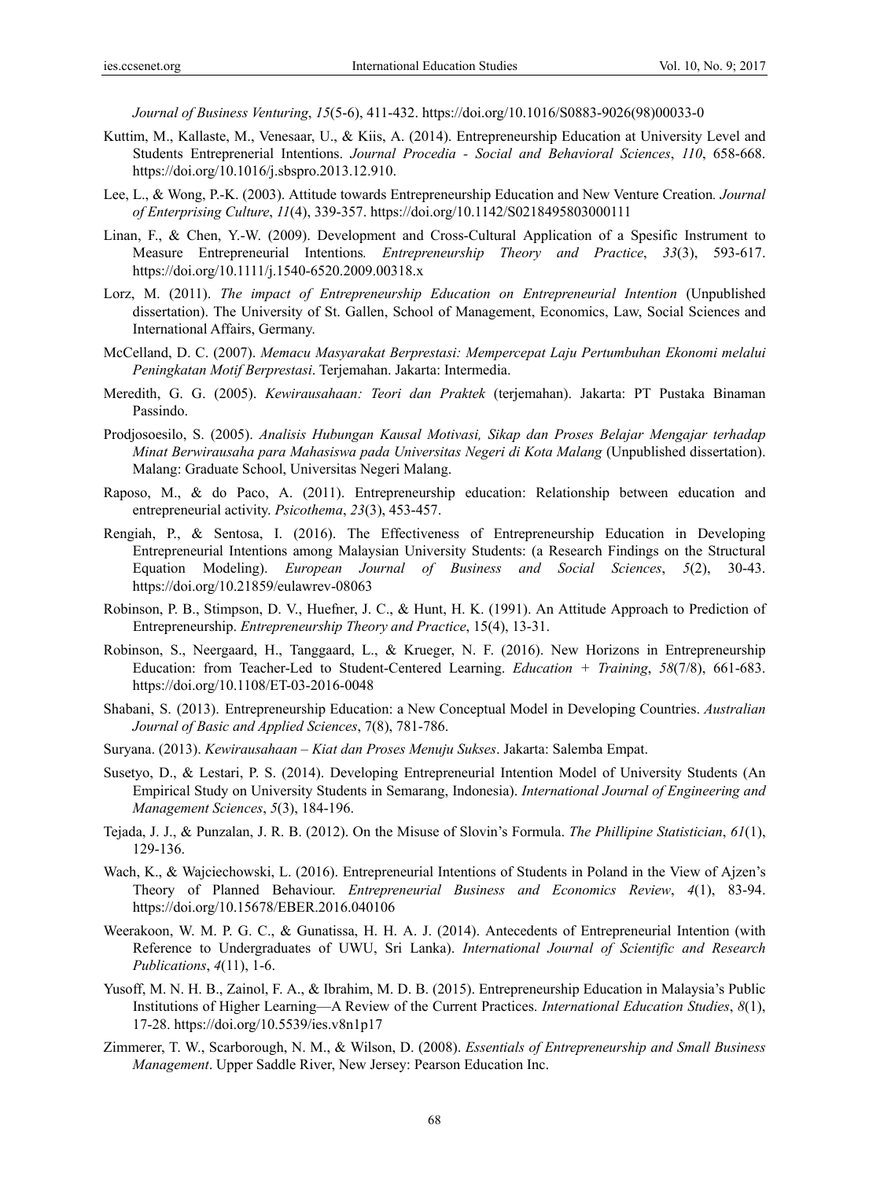*Journal of Business Venturing*, *15*(5-6), 411-432. https://doi.org/10.1016/S0883-9026(98)00033-0

Kuttim, M., Kallaste, M., Venesaar, U., & Kiis, A. (2014). Entrepreneurship Education at University Level and Students Entreprenerial Intentions. *Journal Procedia - Social and Behavioral Sciences*, *110*, 658-668. https://doi.org/10.1016/j.sbspro.2013.12.910.

Lee, L., & Wong, P.-K. (2003). Attitude towards Entrepreneurship Education and New Venture Creation*. Journal of Enterprising Culture*, *11*(4), 339-357. https://doi.org/10.1142/S0218495803000111

Linan, F., & Chen, Y.-W. (2009). Development and Cross-Cultural Application of a Spesific Instrument to Measure Entrepreneurial Intentions*. Entrepreneurship Theory and Practice*, *33*(3), 593-617. https://doi.org/10.1111/j.1540-6520.2009.00318.x

Lorz, M. (2011). *The impact of Entrepreneurship Education on Entrepreneurial Intention* (Unpublished dissertation). The University of St. Gallen, School of Management, Economics, Law, Social Sciences and International Affairs, Germany.

McCelland, D. C. (2007). *Memacu Masyarakat Berprestasi: Mempercepat Laju Pertumbuhan Ekonomi melalui Peningkatan Motif Berprestasi*. Terjemahan. Jakarta: Intermedia.

Meredith, G. G. (2005). *Kewirausahaan: Teori dan Praktek* (terjemahan). Jakarta: PT Pustaka Binaman Passindo.

Prodjosoesilo, S. (2005). *Analisis Hubungan Kausal Motivasi, Sikap dan Proses Belajar Mengajar terhadap Minat Berwirausaha para Mahasiswa pada Universitas Negeri di Kota Malang* (Unpublished dissertation). Malang: Graduate School, Universitas Negeri Malang.

Raposo, M., & do Paco, A. (2011). Entrepreneurship education: Relationship between education and entrepreneurial activity. *Psicothema*, *23*(3), 453-457.

Rengiah, P., & Sentosa, I. (2016). The Effectiveness of Entrepreneurship Education in Developing Entrepreneurial Intentions among Malaysian University Students: (a Research Findings on the Structural Equation Modeling). *European Journal of Business and Social Sciences*, *5*(2), 30-43. https://doi.org/10.21859/eulawrev-08063

Robinson, P. B., Stimpson, D. V., Huefner, J. C., & Hunt, H. K. (1991). An Attitude Approach to Prediction of Entrepreneurship. *Entrepreneurship Theory and Practice*, 15(4), 13-31.

Robinson, S., Neergaard, H., Tanggaard, L., & Krueger, N. F. (2016). New Horizons in Entrepreneurship Education: from Teacher-Led to Student-Centered Learning. *Education + Training*, *58*(7/8), 661-683. https://doi.org/10.1108/ET-03-2016-0048

Shabani, S. (2013). Entrepreneurship Education: a New Conceptual Model in Developing Countries. *Australian Journal of Basic and Applied Sciences*, 7(8), 781-786.

Suryana. (2013). *Kewirausahaan – Kiat dan Proses Menuju Sukses*. Jakarta: Salemba Empat.

Susetyo, D., & Lestari, P. S. (2014). Developing Entrepreneurial Intention Model of University Students (An Empirical Study on University Students in Semarang, Indonesia). *International Journal of Engineering and Management Sciences*, *5*(3), 184-196.

Tejada, J. J., & Punzalan, J. R. B. (2012). On the Misuse of Slovin's Formula. *The Phillipine Statistician*, *61*(1), 129-136.

Wach, K., & Wajciechowski, L. (2016). Entrepreneurial Intentions of Students in Poland in the View of Ajzen's Theory of Planned Behaviour. *Entrepreneurial Business and Economics Review*, *4*(1), 83-94. https://doi.org/10.15678/EBER.2016.040106

Weerakoon, W. M. P. G. C., & Gunatissa, H. H. A. J. (2014). Antecedents of Entrepreneurial Intention (with Reference to Undergraduates of UWU, Sri Lanka). *International Journal of Scientific and Research Publications*, *4*(11), 1-6.

Yusoff, M. N. H. B., Zainol, F. A., & Ibrahim, M. D. B. (2015). Entrepreneurship Education in Malaysia's Public Institutions of Higher Learning—A Review of the Current Practices. *International Education Studies*, *8*(1), 17-28. https://doi.org/10.5539/ies.v8n1p17

Zimmerer, T. W., Scarborough, N. M., & Wilson, D. (2008). *Essentials of Entrepreneurship and Small Business Management*. Upper Saddle River, New Jersey: Pearson Education Inc.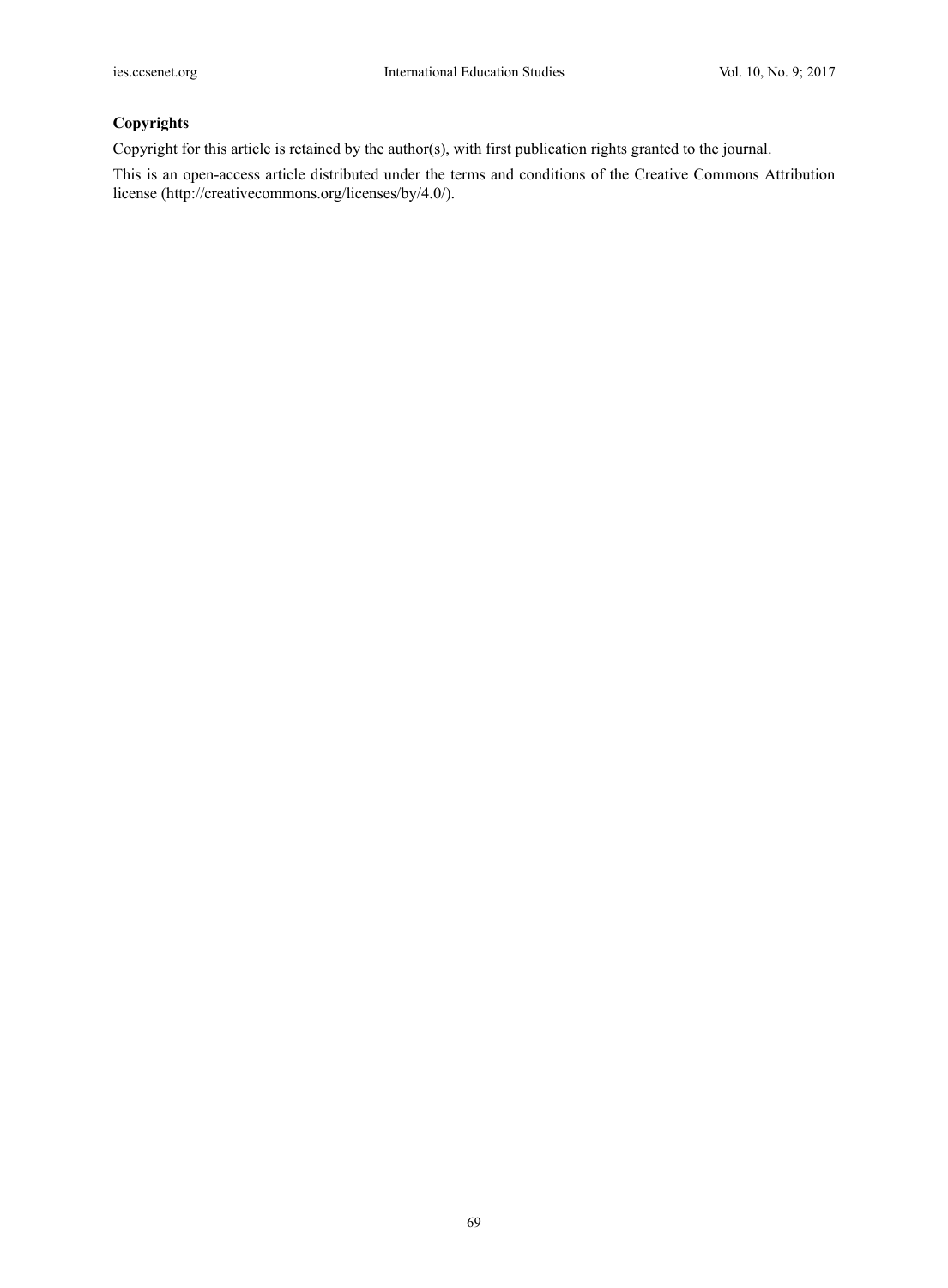**Copyrights**

Copyright for this article is retained by the author(s), with first publication rights granted to the journal.

This is an open-access article distributed under the terms and conditions of the Creative Commons Attribution license (http://creativecommons.org/licenses/by/4.0/).